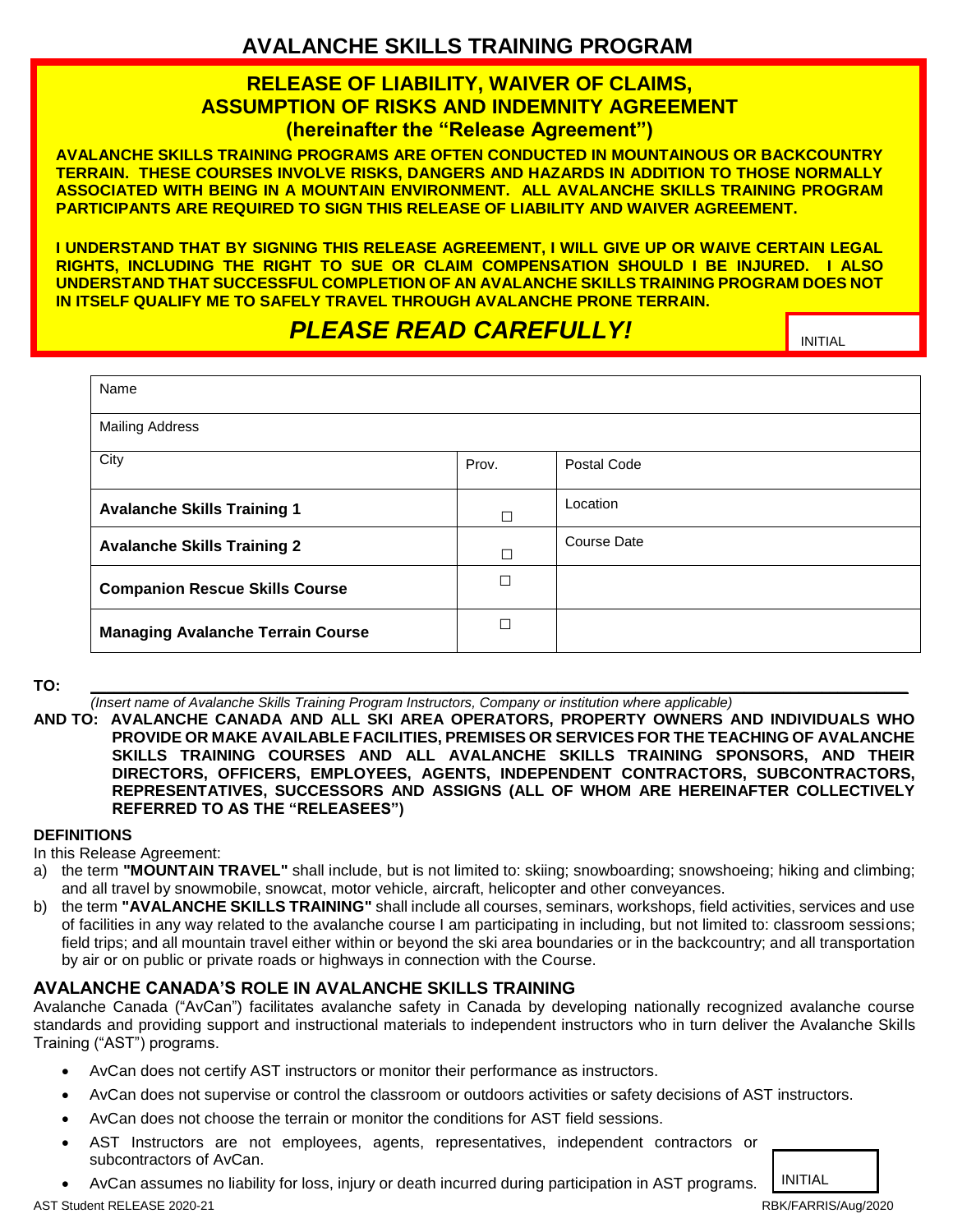# AVALANCHE SKILLS TRAINING PROGRAM

## RELEASE OF LIABILITY, WAIVER OF CLAIMS, ASSUMPTION OF RISKS AND INDEMNITY AGREEMENT (hereinafter the "Release Agreement")

**AVALANCHE SKILLS TRAINING PROGRAMS ARE OFTEN CONDUCTED IN MOUNTAINOUS OR BACKCOUNTRY TERRAIN. THESE COURSES INVOLVE RISKS, DANGERS AND HAZARDS IN ADDITION TO THOSE NORMALLY ASSOCIATED WITH BEING IN A MOUNTAIN ENVIRONMENT. ALL AVALANCHE SKILLS TRAINING PROGRAM PARTICIPANTS ARE REQUIRED TO SIGN THIS RELEASE OF LIABILITY AND WAIVER AGREEMENT.**

**I UNDERSTAND THAT BY SIGNING THIS RELEASE AGREEMENT, I WILL GIVE UP OR WAIVE CERTAIN LEGAL RIGHTS, INCLUDING THE RIGHT TO SUE OR CLAIM COMPENSATION SHOULD I BE INJURED. I ALSO UNDERSTAND THAT SUCCESSFUL COMPLETION OF AN AVALANCHE SKILLS TRAINING PROGRAM DOES NOT IN ITSELF QUALIFY ME TO SAFELY TRAVEL THROUGH AVALANCHE PRONE TERRAIN.**

***PLEASE READ CAREFULLY!***

INITIAL

| Name | | |
|---|---|---|
| Mailing Address | | |
| City | Prov. | Postal Code |
| **Avalanche Skills Training 1** | ☐ | Location |
| **Avalanche Skills Training 2** | ☐ | Course Date |
| **Companion Rescue Skills Course** | ☐ | |
| **Managing Avalanche Terrain Course** | ☐ | |

**TO:** ______________________________________________

*(Insert name of Avalanche Skills Training Program Instructors, Company or institution where applicable)*

**AND TO: AVALANCHE CANADA AND ALL SKI AREA OPERATORS, PROPERTY OWNERS AND INDIVIDUALS WHO PROVIDE OR MAKE AVAILABLE FACILITIES, PREMISES OR SERVICES FOR THE TEACHING OF AVALANCHE SKILLS TRAINING COURSES AND ALL AVALANCHE SKILLS TRAINING SPONSORS, AND THEIR DIRECTORS, OFFICERS, EMPLOYEES, AGENTS, INDEPENDENT CONTRACTORS, SUBCONTRACTORS, REPRESENTATIVES, SUCCESSORS AND ASSIGNS (ALL OF WHOM ARE HEREINAFTER COLLECTIVELY REFERRED TO AS THE "RELEASEES")**

### DEFINITIONS

In this Release Agreement:

a) the term **"MOUNTAIN TRAVEL"** shall include, but is not limited to: skiing; snowboarding; snowshoeing; hiking and climbing; and all travel by snowmobile, snowcat, motor vehicle, aircraft, helicopter and other conveyances.

b) the term **"AVALANCHE SKILLS TRAINING"** shall include all courses, seminars, workshops, field activities, services and use of facilities in any way related to the avalanche course I am participating in including, but not limited to: classroom sessions; field trips; and all mountain travel either within or beyond the ski area boundaries or in the backcountry; and all transportation by air or on public or private roads or highways in connection with the Course.

### AVALANCHE CANADA'S ROLE IN AVALANCHE SKILLS TRAINING

Avalanche Canada ("AvCan") facilitates avalanche safety in Canada by developing nationally recognized avalanche course standards and providing support and instructional materials to independent instructors who in turn deliver the Avalanche Skills Training ("AST") programs.

- AvCan does not certify AST instructors or monitor their performance as instructors.
- AvCan does not supervise or control the classroom or outdoors activities or safety decisions of AST instructors.
- AvCan does not choose the terrain or monitor the conditions for AST field sessions.
- AST Instructors are not employees, agents, representatives, independent contractors or subcontractors of AvCan.
- AvCan assumes no liability for loss, injury or death incurred during participation in AST programs.

INITIAL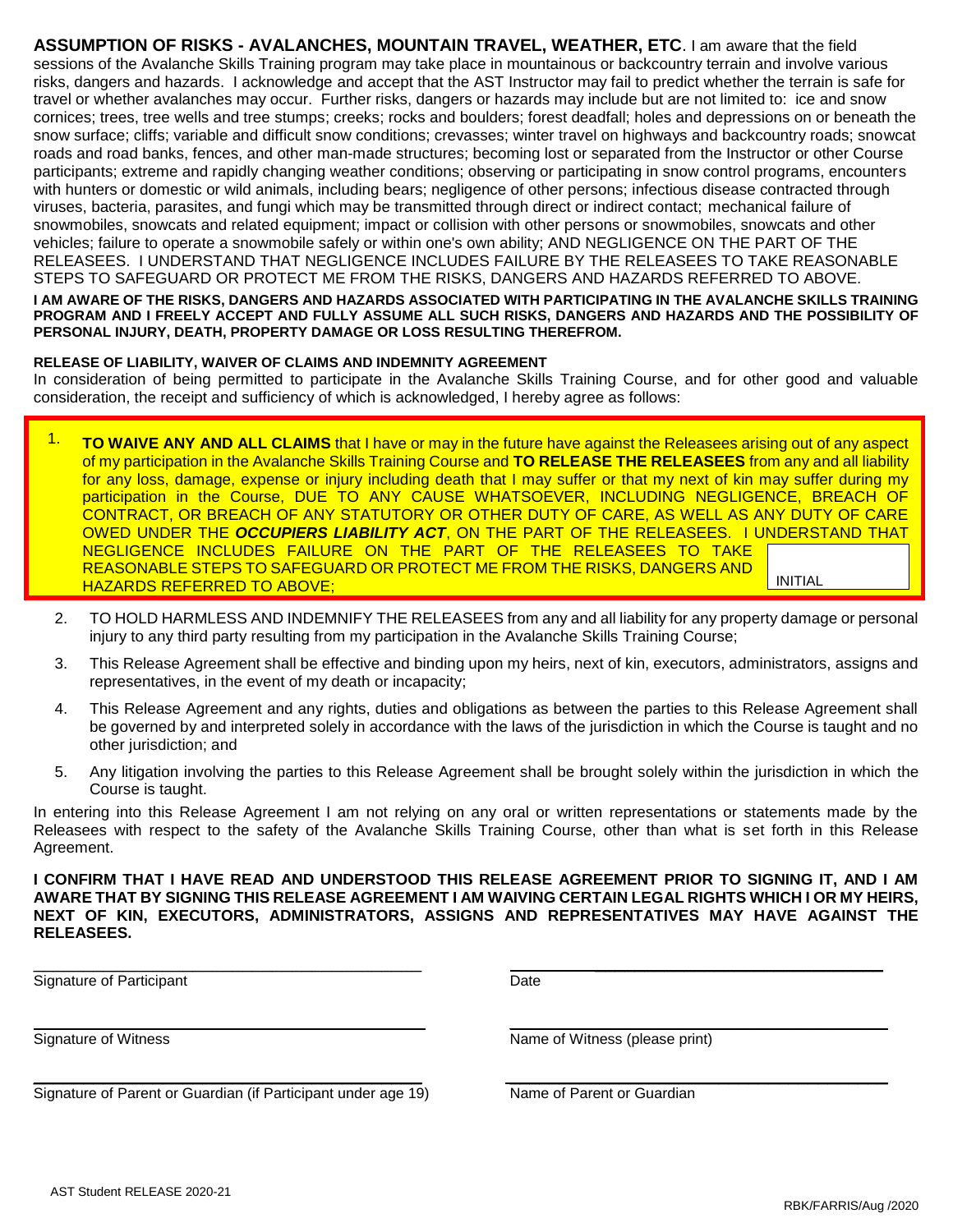**ASSUMPTION OF RISKS - AVALANCHES, MOUNTAIN TRAVEL, WEATHER, ETC**. I am aware that the field sessions of the Avalanche Skills Training program may take place in mountainous or backcountry terrain and involve various risks, dangers and hazards. I acknowledge and accept that the AST Instructor may fail to predict whether the terrain is safe for travel or whether avalanches may occur. Further risks, dangers or hazards may include but are not limited to: ice and snow cornices; trees, tree wells and tree stumps; creeks; rocks and boulders; forest deadfall; holes and depressions on or beneath the snow surface; cliffs; variable and difficult snow conditions; crevasses; winter travel on highways and backcountry roads; snowcat roads and road banks, fences, and other man-made structures; becoming lost or separated from the Instructor or other Course participants; extreme and rapidly changing weather conditions; observing or participating in snow control programs, encounters with hunters or domestic or wild animals, including bears; negligence of other persons; infectious disease contracted through viruses, bacteria, parasites, and fungi which may be transmitted through direct or indirect contact; mechanical failure of snowmobiles, snowcats and related equipment; impact or collision with other persons or snowmobiles, snowcats and other vehicles; failure to operate a snowmobile safely or within one's own ability; AND NEGLIGENCE ON THE PART OF THE RELEASEES. I UNDERSTAND THAT NEGLIGENCE INCLUDES FAILURE BY THE RELEASEES TO TAKE REASONABLE STEPS TO SAFEGUARD OR PROTECT ME FROM THE RISKS, DANGERS AND HAZARDS REFERRED TO ABOVE.

**I AM AWARE OF THE RISKS, DANGERS AND HAZARDS ASSOCIATED WITH PARTICIPATING IN THE AVALANCHE SKILLS TRAINING PROGRAM AND I FREELY ACCEPT AND FULLY ASSUME ALL SUCH RISKS, DANGERS AND HAZARDS AND THE POSSIBILITY OF PERSONAL INJURY, DEATH, PROPERTY DAMAGE OR LOSS RESULTING THEREFROM.**

**RELEASE OF LIABILITY, WAIVER OF CLAIMS AND INDEMNITY AGREEMENT**

In consideration of being permitted to participate in the Avalanche Skills Training Course, and for other good and valuable consideration, the receipt and sufficiency of which is acknowledged, I hereby agree as follows:

1. **TO WAIVE ANY AND ALL CLAIMS** that I have or may in the future have against the Releasees arising out of any aspect of my participation in the Avalanche Skills Training Course and **TO RELEASE THE RELEASEES** from any and all liability for any loss, damage, expense or injury including death that I may suffer or that my next of kin may suffer during my participation in the Course, DUE TO ANY CAUSE WHATSOEVER, INCLUDING NEGLIGENCE, BREACH OF CONTRACT, OR BREACH OF ANY STATUTORY OR OTHER DUTY OF CARE, AS WELL AS ANY DUTY OF CARE OWED UNDER THE ***OCCUPIERS LIABILITY ACT***, ON THE PART OF THE RELEASEES. I UNDERSTAND THAT NEGLIGENCE INCLUDES FAILURE ON THE PART OF THE RELEASEES TO TAKE REASONABLE STEPS TO SAFEGUARD OR PROTECT ME FROM THE RISKS, DANGERS AND HAZARDS REFERRED TO ABOVE;

   INITIAL ________

2. TO HOLD HARMLESS AND INDEMNIFY THE RELEASEES from any and all liability for any property damage or personal injury to any third party resulting from my participation in the Avalanche Skills Training Course;
3. This Release Agreement shall be effective and binding upon my heirs, next of kin, executors, administrators, assigns and representatives, in the event of my death or incapacity;
4. This Release Agreement and any rights, duties and obligations as between the parties to this Release Agreement shall be governed by and interpreted solely in accordance with the laws of the jurisdiction in which the Course is taught and no other jurisdiction; and
5. Any litigation involving the parties to this Release Agreement shall be brought solely within the jurisdiction in which the Course is taught.

In entering into this Release Agreement I am not relying on any oral or written representations or statements made by the Releasees with respect to the safety of the Avalanche Skills Training Course, other than what is set forth in this Release Agreement.

**I CONFIRM THAT I HAVE READ AND UNDERSTOOD THIS RELEASE AGREEMENT PRIOR TO SIGNING IT, AND I AM AWARE THAT BY SIGNING THIS RELEASE AGREEMENT I AM WAIVING CERTAIN LEGAL RIGHTS WHICH I OR MY HEIRS, NEXT OF KIN, EXECUTORS, ADMINISTRATORS, ASSIGNS AND REPRESENTATIVES MAY HAVE AGAINST THE RELEASEES.**

_____________________________ Signature of Participant

_____________________________ Date

_____________________________ Signature of Witness

_____________________________ Name of Witness (please print)

_____________________________ Signature of Parent or Guardian (if Participant under age 19)

_____________________________ Name of Parent or Guardian

AST Student RELEASE 2020-21

RBK/FARRIS/Aug /2020